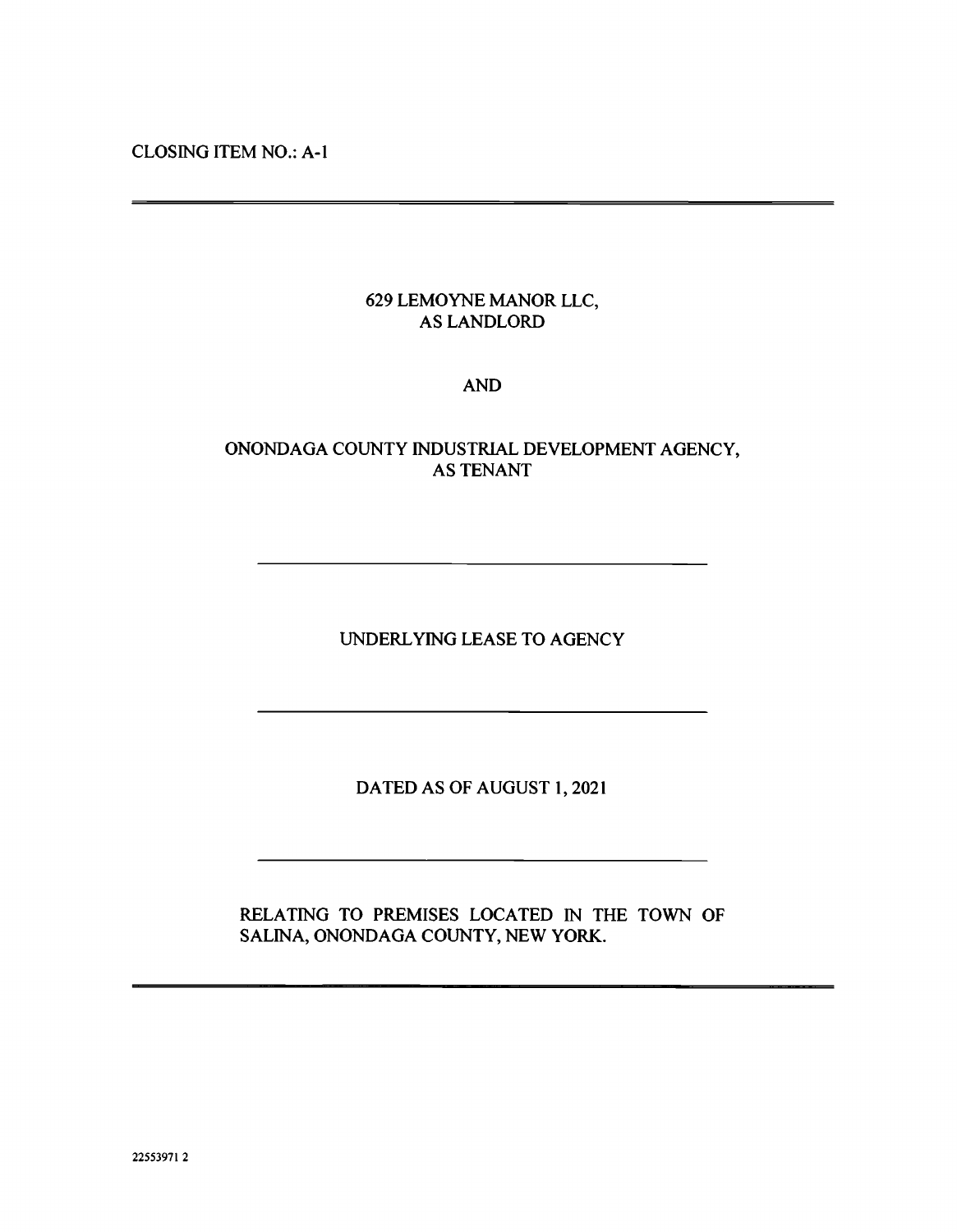CLOSING ITEM NO.: A-1

---

629 LEMOYNE MANOR LLC,
AS LANDLORD

AND

ONONDAGA COUNTY INDUSTRIAL DEVELOPMENT AGENCY,
AS TENANT

---

# UNDERLYING LEASE TO AGENCY

---

DATED AS OF AUGUST 1, 2021

---

RELATING TO PREMISES LOCATED IN THE TOWN OF SALINA, ONONDAGA COUNTY, NEW YORK.

---

22553971 2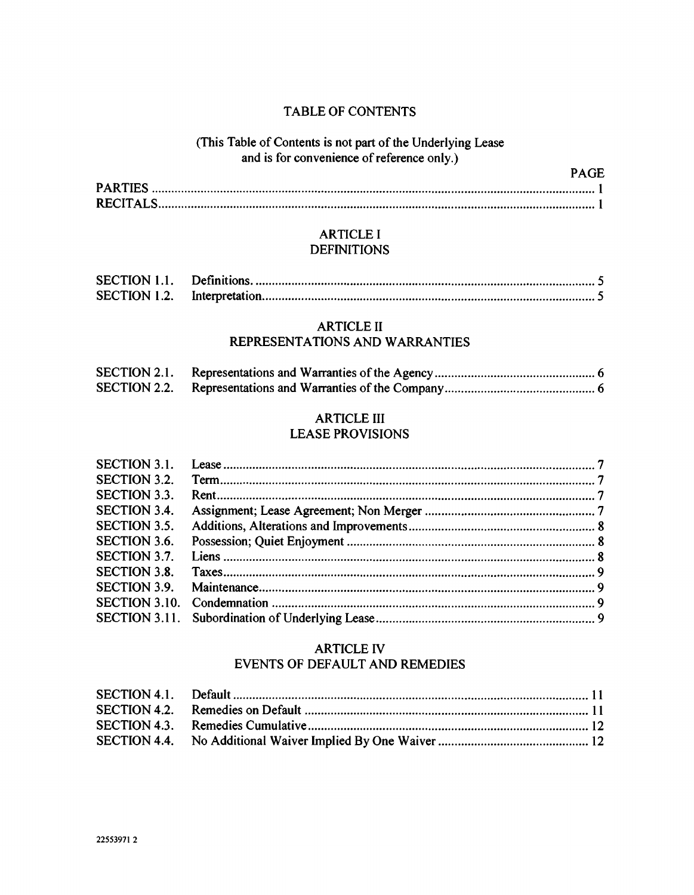# TABLE OF CONTENTS

(This Table of Contents is not part of the Underlying Lease and is for convenience of reference only.)

| | | PAGE |
|---|---|---|
| PARTIES | | 1 |
| RECITALS | | 1 |

## ARTICLE I
## DEFINITIONS

| | | |
|---|---|---|
| SECTION 1.1. | Definitions. | 5 |
| SECTION 1.2. | Interpretation | 5 |

## ARTICLE II
## REPRESENTATIONS AND WARRANTIES

| | | |
|---|---|---|
| SECTION 2.1. | Representations and Warranties of the Agency | 6 |
| SECTION 2.2. | Representations and Warranties of the Company | 6 |

## ARTICLE III
## LEASE PROVISIONS

| | | |
|---|---|---|
| SECTION 3.1. | Lease | 7 |
| SECTION 3.2. | Term | 7 |
| SECTION 3.3. | Rent | 7 |
| SECTION 3.4. | Assignment; Lease Agreement; Non Merger | 7 |
| SECTION 3.5. | Additions, Alterations and Improvements | 8 |
| SECTION 3.6. | Possession; Quiet Enjoyment | 8 |
| SECTION 3.7. | Liens | 8 |
| SECTION 3.8. | Taxes | 9 |
| SECTION 3.9. | Maintenance | 9 |
| SECTION 3.10. | Condemnation | 9 |
| SECTION 3.11. | Subordination of Underlying Lease | 9 |

## ARTICLE IV
## EVENTS OF DEFAULT AND REMEDIES

| | | |
|---|---|---|
| SECTION 4.1. | Default | 11 |
| SECTION 4.2. | Remedies on Default | 11 |
| SECTION 4.3. | Remedies Cumulative | 12 |
| SECTION 4.4. | No Additional Waiver Implied By One Waiver | 12 |

22553971 2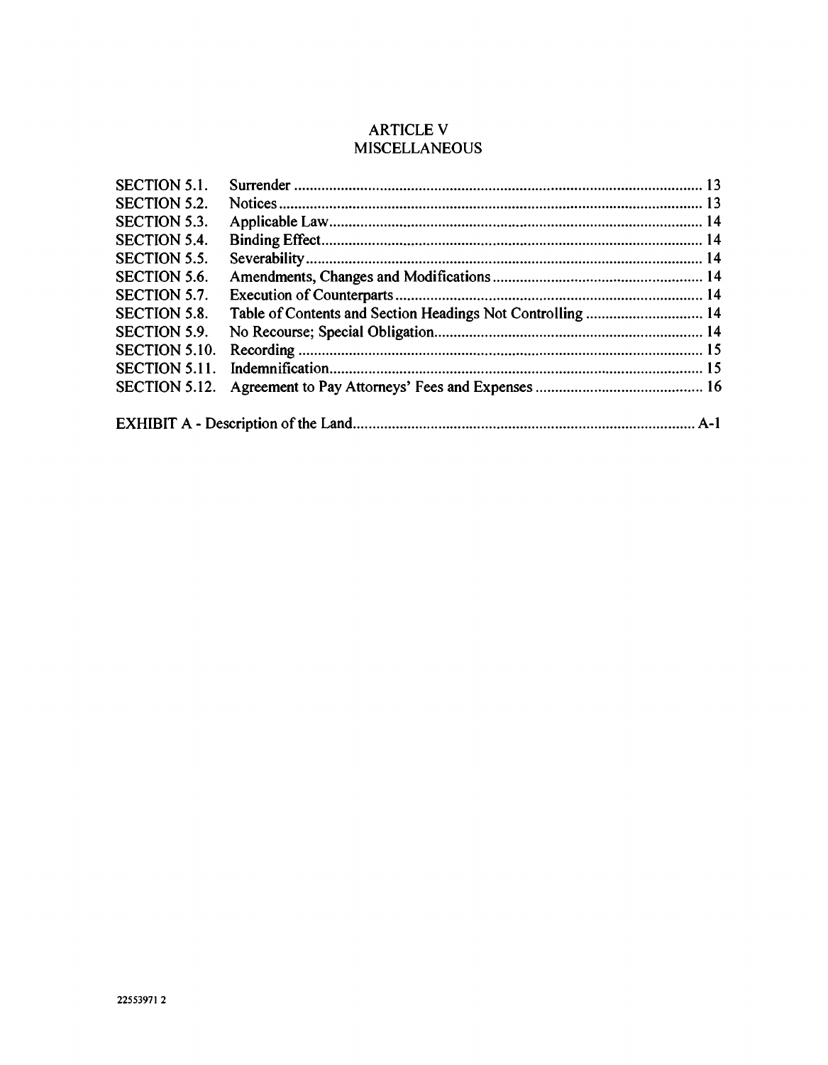## ARTICLE V
## MISCELLANEOUS

| | | |
|---|---|---|
| SECTION 5.1. | Surrender | 13 |
| SECTION 5.2. | Notices | 13 |
| SECTION 5.3. | Applicable Law | 14 |
| SECTION 5.4. | Binding Effect | 14 |
| SECTION 5.5. | Severability | 14 |
| SECTION 5.6. | Amendments, Changes and Modifications | 14 |
| SECTION 5.7. | Execution of Counterparts | 14 |
| SECTION 5.8. | Table of Contents and Section Headings Not Controlling | 14 |
| SECTION 5.9. | No Recourse; Special Obligation | 14 |
| SECTION 5.10. | Recording | 15 |
| SECTION 5.11. | Indemnification | 15 |
| SECTION 5.12. | Agreement to Pay Attorneys' Fees and Expenses | 16 |

EXHIBIT A - Description of the Land .......... A-1

22553971 2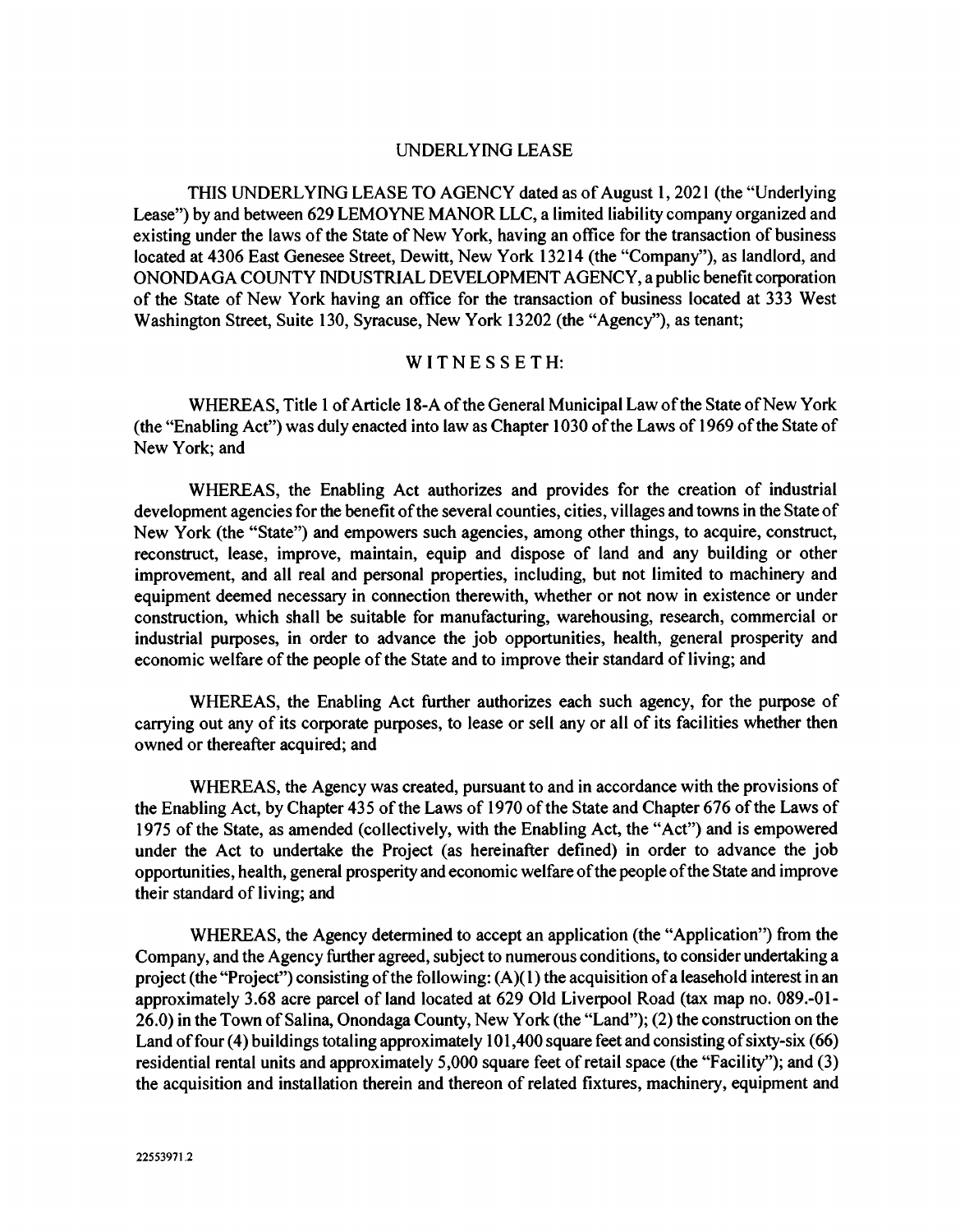# UNDERLYING LEASE

THIS UNDERLYING LEASE TO AGENCY dated as of August 1, 2021 (the "Underlying Lease") by and between 629 LEMOYNE MANOR LLC, a limited liability company organized and existing under the laws of the State of New York, having an office for the transaction of business located at 4306 East Genesee Street, Dewitt, New York 13214 (the "Company"), as landlord, and ONONDAGA COUNTY INDUSTRIAL DEVELOPMENT AGENCY, a public benefit corporation of the State of New York having an office for the transaction of business located at 333 West Washington Street, Suite 130, Syracuse, New York 13202 (the "Agency"), as tenant;

## WITNESSETH:

WHEREAS, Title 1 of Article 18-A of the General Municipal Law of the State of New York (the "Enabling Act") was duly enacted into law as Chapter 1030 of the Laws of 1969 of the State of New York; and

WHEREAS, the Enabling Act authorizes and provides for the creation of industrial development agencies for the benefit of the several counties, cities, villages and towns in the State of New York (the "State") and empowers such agencies, among other things, to acquire, construct, reconstruct, lease, improve, maintain, equip and dispose of land and any building or other improvement, and all real and personal properties, including, but not limited to machinery and equipment deemed necessary in connection therewith, whether or not now in existence or under construction, which shall be suitable for manufacturing, warehousing, research, commercial or industrial purposes, in order to advance the job opportunities, health, general prosperity and economic welfare of the people of the State and to improve their standard of living; and

WHEREAS, the Enabling Act further authorizes each such agency, for the purpose of carrying out any of its corporate purposes, to lease or sell any or all of its facilities whether then owned or thereafter acquired; and

WHEREAS, the Agency was created, pursuant to and in accordance with the provisions of the Enabling Act, by Chapter 435 of the Laws of 1970 of the State and Chapter 676 of the Laws of 1975 of the State, as amended (collectively, with the Enabling Act, the "Act") and is empowered under the Act to undertake the Project (as hereinafter defined) in order to advance the job opportunities, health, general prosperity and economic welfare of the people of the State and improve their standard of living; and

WHEREAS, the Agency determined to accept an application (the "Application") from the Company, and the Agency further agreed, subject to numerous conditions, to consider undertaking a project (the "Project") consisting of the following: (A)(1) the acquisition of a leasehold interest in an approximately 3.68 acre parcel of land located at 629 Old Liverpool Road (tax map no. 089.-01-26.0) in the Town of Salina, Onondaga County, New York (the "Land"); (2) the construction on the Land of four (4) buildings totaling approximately 101,400 square feet and consisting of sixty-six (66) residential rental units and approximately 5,000 square feet of retail space (the "Facility"); and (3) the acquisition and installation therein and thereon of related fixtures, machinery, equipment and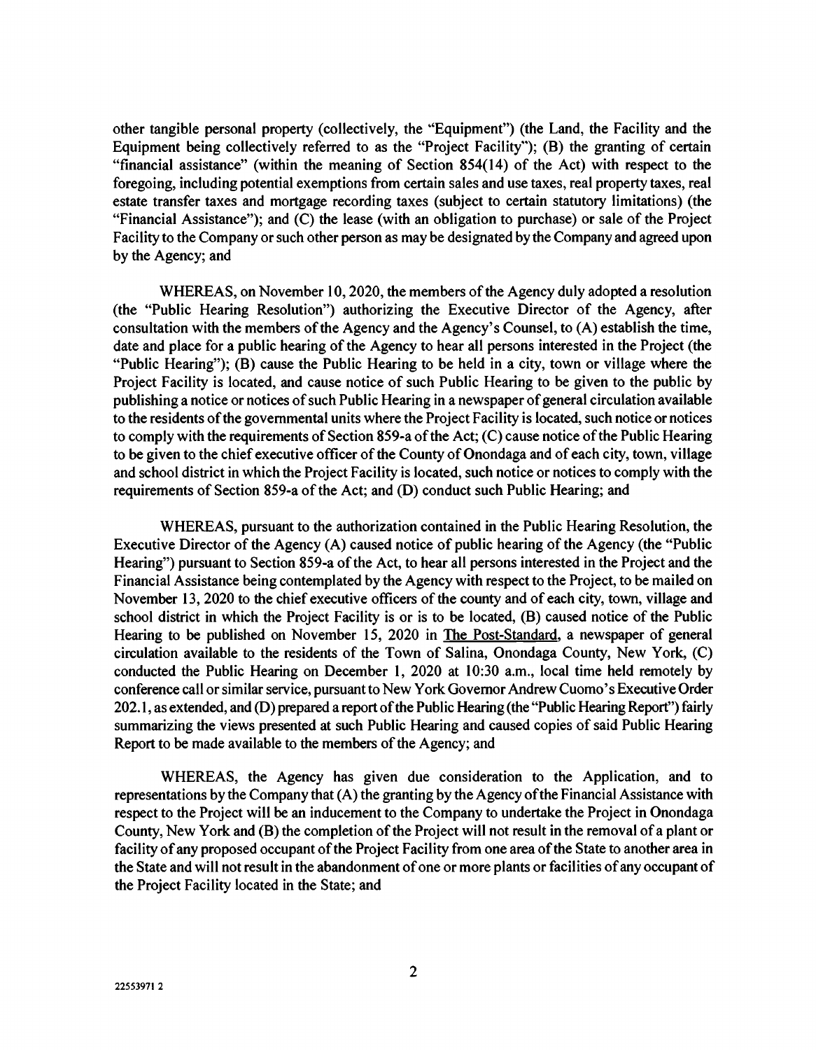other tangible personal property (collectively, the "Equipment") (the Land, the Facility and the Equipment being collectively referred to as the "Project Facility"); (B) the granting of certain "financial assistance" (within the meaning of Section 854(14) of the Act) with respect to the foregoing, including potential exemptions from certain sales and use taxes, real property taxes, real estate transfer taxes and mortgage recording taxes (subject to certain statutory limitations) (the "Financial Assistance"); and (C) the lease (with an obligation to purchase) or sale of the Project Facility to the Company or such other person as may be designated by the Company and agreed upon by the Agency; and

WHEREAS, on November 10, 2020, the members of the Agency duly adopted a resolution (the "Public Hearing Resolution") authorizing the Executive Director of the Agency, after consultation with the members of the Agency and the Agency's Counsel, to (A) establish the time, date and place for a public hearing of the Agency to hear all persons interested in the Project (the "Public Hearing"); (B) cause the Public Hearing to be held in a city, town or village where the Project Facility is located, and cause notice of such Public Hearing to be given to the public by publishing a notice or notices of such Public Hearing in a newspaper of general circulation available to the residents of the governmental units where the Project Facility is located, such notice or notices to comply with the requirements of Section 859-a of the Act; (C) cause notice of the Public Hearing to be given to the chief executive officer of the County of Onondaga and of each city, town, village and school district in which the Project Facility is located, such notice or notices to comply with the requirements of Section 859-a of the Act; and (D) conduct such Public Hearing; and

WHEREAS, pursuant to the authorization contained in the Public Hearing Resolution, the Executive Director of the Agency (A) caused notice of public hearing of the Agency (the "Public Hearing") pursuant to Section 859-a of the Act, to hear all persons interested in the Project and the Financial Assistance being contemplated by the Agency with respect to the Project, to be mailed on November 13, 2020 to the chief executive officers of the county and of each city, town, village and school district in which the Project Facility is or is to be located, (B) caused notice of the Public Hearing to be published on November 15, 2020 in The Post-Standard, a newspaper of general circulation available to the residents of the Town of Salina, Onondaga County, New York, (C) conducted the Public Hearing on December 1, 2020 at 10:30 a.m., local time held remotely by conference call or similar service, pursuant to New York Governor Andrew Cuomo's Executive Order 202.1, as extended, and (D) prepared a report of the Public Hearing (the "Public Hearing Report") fairly summarizing the views presented at such Public Hearing and caused copies of said Public Hearing Report to be made available to the members of the Agency; and

WHEREAS, the Agency has given due consideration to the Application, and to representations by the Company that (A) the granting by the Agency of the Financial Assistance with respect to the Project will be an inducement to the Company to undertake the Project in Onondaga County, New York and (B) the completion of the Project will not result in the removal of a plant or facility of any proposed occupant of the Project Facility from one area of the State to another area in the State and will not result in the abandonment of one or more plants or facilities of any occupant of the Project Facility located in the State; and

22553971 2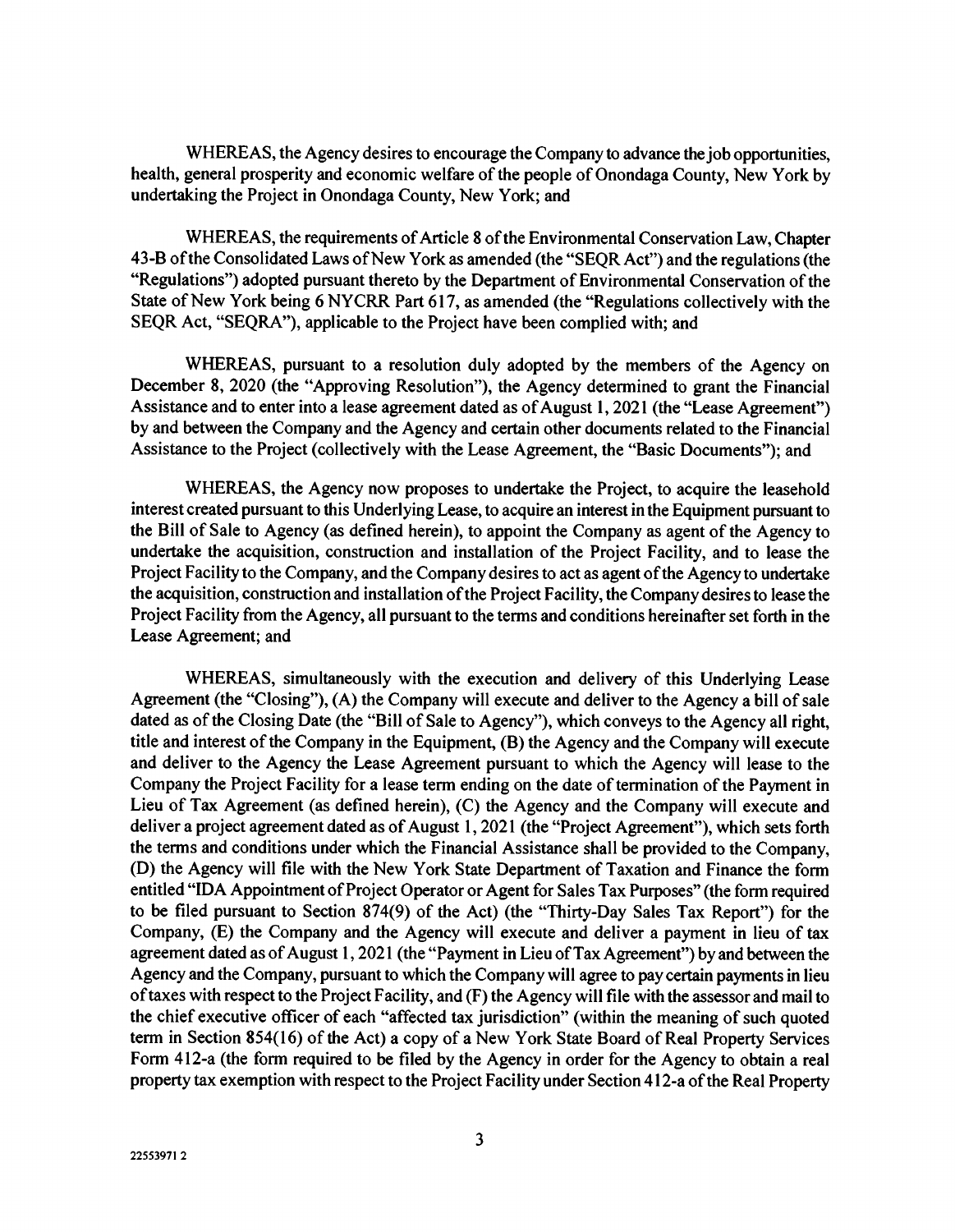WHEREAS, the Agency desires to encourage the Company to advance the job opportunities, health, general prosperity and economic welfare of the people of Onondaga County, New York by undertaking the Project in Onondaga County, New York; and

WHEREAS, the requirements of Article 8 of the Environmental Conservation Law, Chapter 43-B of the Consolidated Laws of New York as amended (the "SEQR Act") and the regulations (the "Regulations") adopted pursuant thereto by the Department of Environmental Conservation of the State of New York being 6 NYCRR Part 617, as amended (the "Regulations collectively with the SEQR Act, "SEQRA"), applicable to the Project have been complied with; and

WHEREAS, pursuant to a resolution duly adopted by the members of the Agency on December 8, 2020 (the "Approving Resolution"), the Agency determined to grant the Financial Assistance and to enter into a lease agreement dated as of August 1, 2021 (the "Lease Agreement") by and between the Company and the Agency and certain other documents related to the Financial Assistance to the Project (collectively with the Lease Agreement, the "Basic Documents"); and

WHEREAS, the Agency now proposes to undertake the Project, to acquire the leasehold interest created pursuant to this Underlying Lease, to acquire an interest in the Equipment pursuant to the Bill of Sale to Agency (as defined herein), to appoint the Company as agent of the Agency to undertake the acquisition, construction and installation of the Project Facility, and to lease the Project Facility to the Company, and the Company desires to act as agent of the Agency to undertake the acquisition, construction and installation of the Project Facility, the Company desires to lease the Project Facility from the Agency, all pursuant to the terms and conditions hereinafter set forth in the Lease Agreement; and

WHEREAS, simultaneously with the execution and delivery of this Underlying Lease Agreement (the "Closing"), (A) the Company will execute and deliver to the Agency a bill of sale dated as of the Closing Date (the "Bill of Sale to Agency"), which conveys to the Agency all right, title and interest of the Company in the Equipment, (B) the Agency and the Company will execute and deliver to the Agency the Lease Agreement pursuant to which the Agency will lease to the Company the Project Facility for a lease term ending on the date of termination of the Payment in Lieu of Tax Agreement (as defined herein), (C) the Agency and the Company will execute and deliver a project agreement dated as of August 1, 2021 (the "Project Agreement"), which sets forth the terms and conditions under which the Financial Assistance shall be provided to the Company, (D) the Agency will file with the New York State Department of Taxation and Finance the form entitled "IDA Appointment of Project Operator or Agent for Sales Tax Purposes" (the form required to be filed pursuant to Section 874(9) of the Act) (the "Thirty-Day Sales Tax Report") for the Company, (E) the Company and the Agency will execute and deliver a payment in lieu of tax agreement dated as of August 1, 2021 (the "Payment in Lieu of Tax Agreement") by and between the Agency and the Company, pursuant to which the Company will agree to pay certain payments in lieu of taxes with respect to the Project Facility, and (F) the Agency will file with the assessor and mail to the chief executive officer of each "affected tax jurisdiction" (within the meaning of such quoted term in Section 854(16) of the Act) a copy of a New York State Board of Real Property Services Form 412-a (the form required to be filed by the Agency in order for the Agency to obtain a real property tax exemption with respect to the Project Facility under Section 412-a of the Real Property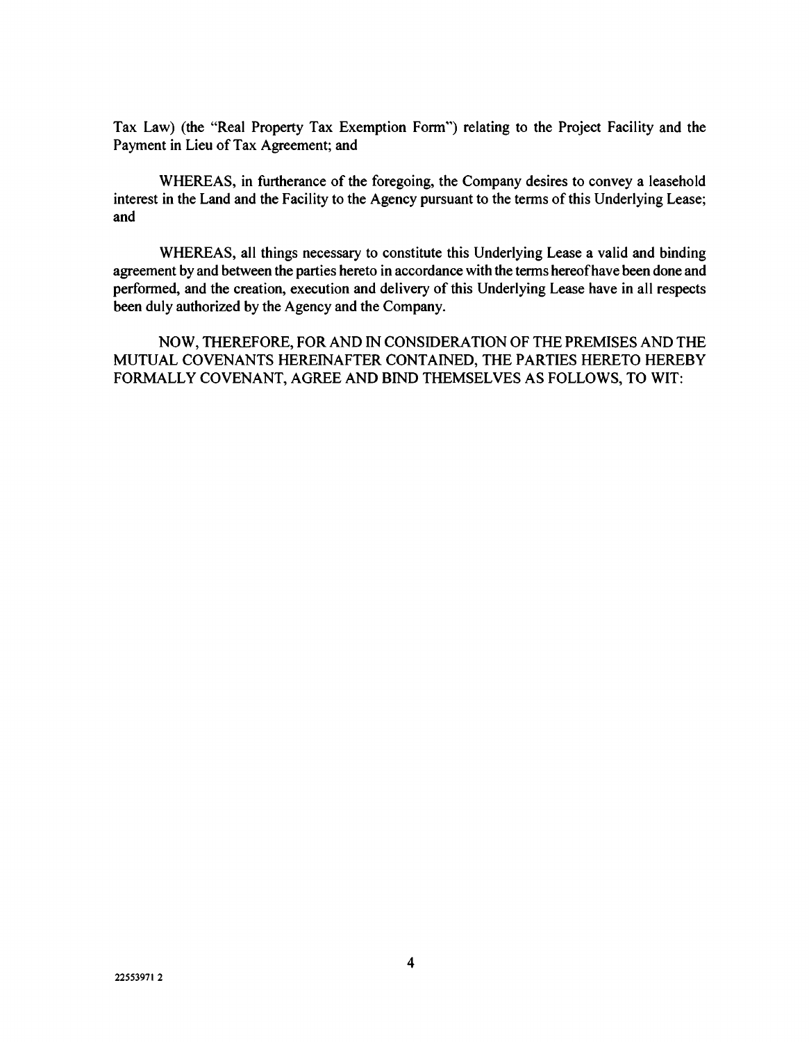Tax Law) (the "Real Property Tax Exemption Form") relating to the Project Facility and the Payment in Lieu of Tax Agreement; and

WHEREAS, in furtherance of the foregoing, the Company desires to convey a leasehold interest in the Land and the Facility to the Agency pursuant to the terms of this Underlying Lease; and

WHEREAS, all things necessary to constitute this Underlying Lease a valid and binding agreement by and between the parties hereto in accordance with the terms hereof have been done and performed, and the creation, execution and delivery of this Underlying Lease have in all respects been duly authorized by the Agency and the Company.

NOW, THEREFORE, FOR AND IN CONSIDERATION OF THE PREMISES AND THE MUTUAL COVENANTS HEREINAFTER CONTAINED, THE PARTIES HERETO HEREBY FORMALLY COVENANT, AGREE AND BIND THEMSELVES AS FOLLOWS, TO WIT: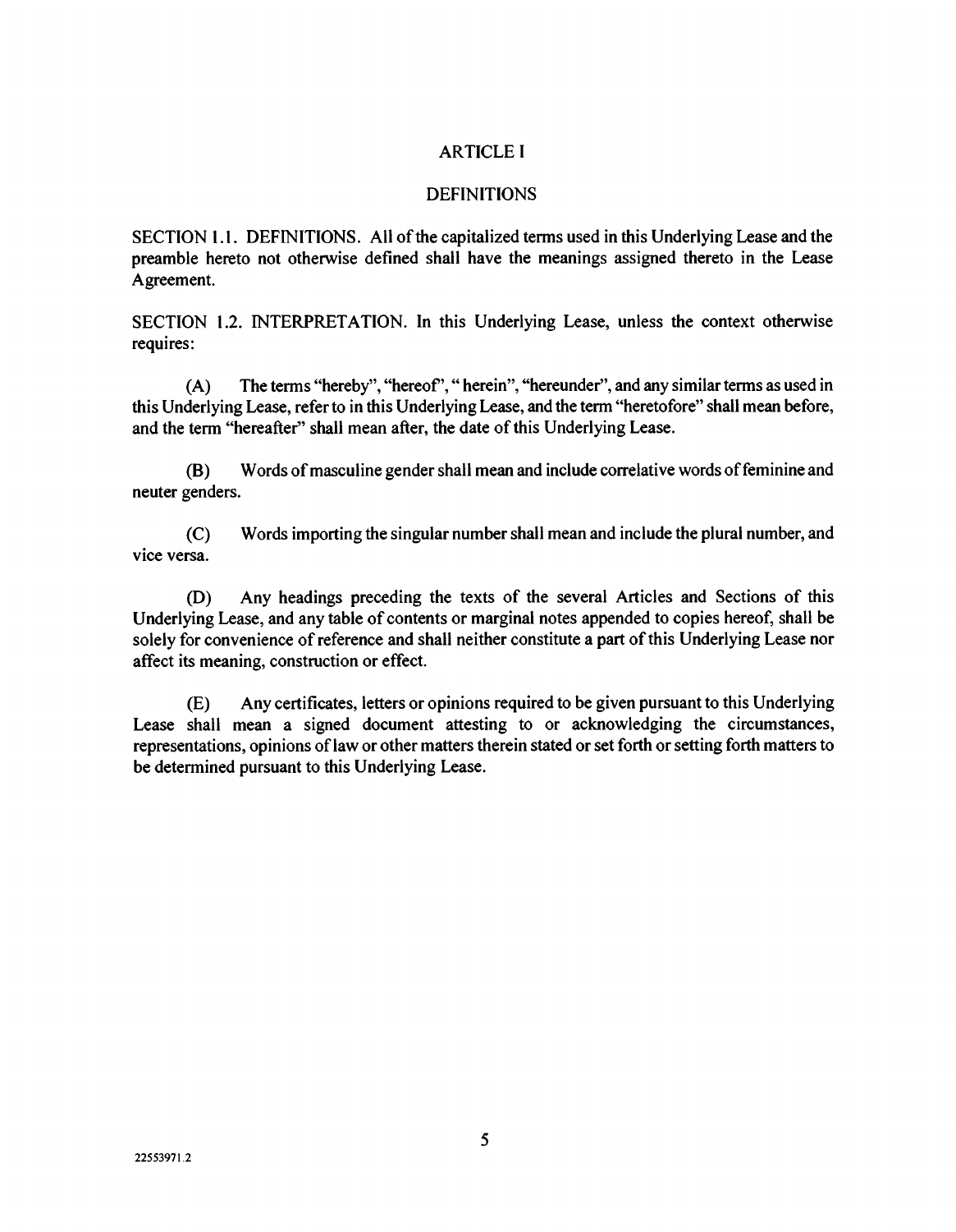# ARTICLE I

## DEFINITIONS

SECTION 1.1. DEFINITIONS. All of the capitalized terms used in this Underlying Lease and the preamble hereto not otherwise defined shall have the meanings assigned thereto in the Lease Agreement.

SECTION 1.2. INTERPRETATION. In this Underlying Lease, unless the context otherwise requires:

(A) The terms "hereby", "hereof", " herein", "hereunder", and any similar terms as used in this Underlying Lease, refer to in this Underlying Lease, and the term "heretofore" shall mean before, and the term "hereafter" shall mean after, the date of this Underlying Lease.

(B) Words of masculine gender shall mean and include correlative words of feminine and neuter genders.

(C) Words importing the singular number shall mean and include the plural number, and vice versa.

(D) Any headings preceding the texts of the several Articles and Sections of this Underlying Lease, and any table of contents or marginal notes appended to copies hereof, shall be solely for convenience of reference and shall neither constitute a part of this Underlying Lease nor affect its meaning, construction or effect.

(E) Any certificates, letters or opinions required to be given pursuant to this Underlying Lease shall mean a signed document attesting to or acknowledging the circumstances, representations, opinions of law or other matters therein stated or set forth or setting forth matters to be determined pursuant to this Underlying Lease.

22553971.2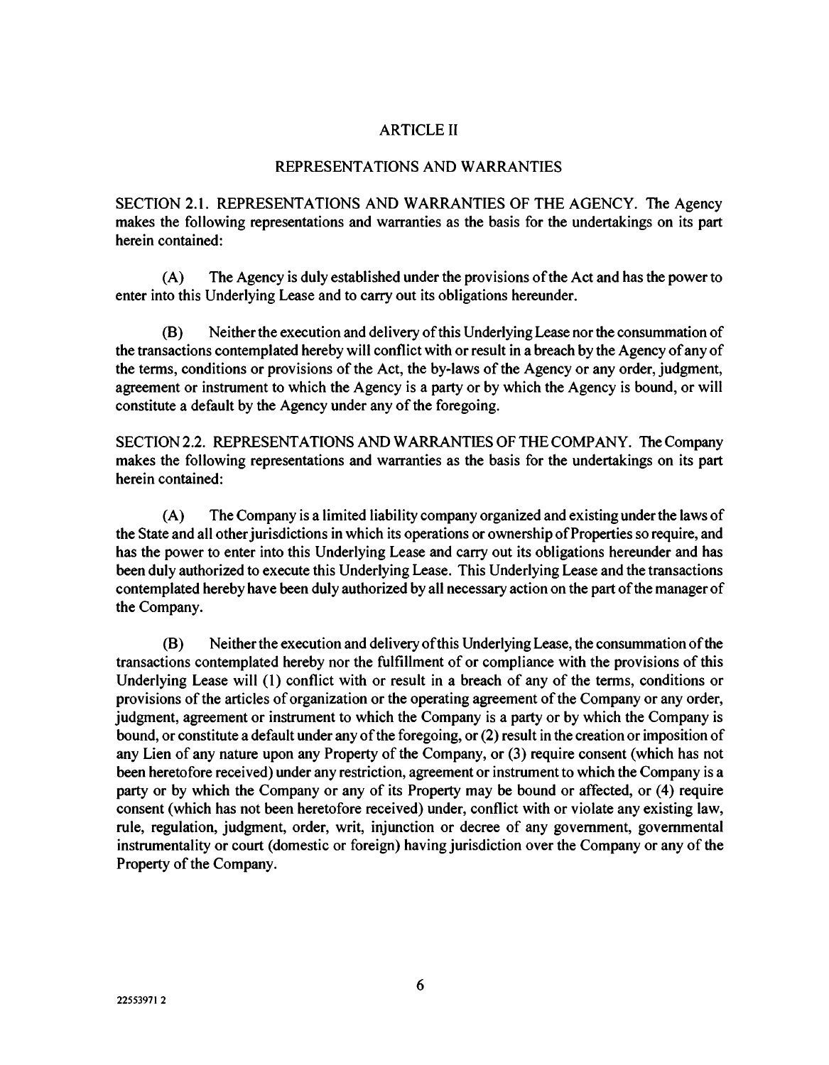# ARTICLE II

## REPRESENTATIONS AND WARRANTIES

SECTION 2.1. REPRESENTATIONS AND WARRANTIES OF THE AGENCY. The Agency makes the following representations and warranties as the basis for the undertakings on its part herein contained:

(A) The Agency is duly established under the provisions of the Act and has the power to enter into this Underlying Lease and to carry out its obligations hereunder.

(B) Neither the execution and delivery of this Underlying Lease nor the consummation of the transactions contemplated hereby will conflict with or result in a breach by the Agency of any of the terms, conditions or provisions of the Act, the by-laws of the Agency or any order, judgment, agreement or instrument to which the Agency is a party or by which the Agency is bound, or will constitute a default by the Agency under any of the foregoing.

SECTION 2.2. REPRESENTATIONS AND WARRANTIES OF THE COMPANY. The Company makes the following representations and warranties as the basis for the undertakings on its part herein contained:

(A) The Company is a limited liability company organized and existing under the laws of the State and all other jurisdictions in which its operations or ownership of Properties so require, and has the power to enter into this Underlying Lease and carry out its obligations hereunder and has been duly authorized to execute this Underlying Lease. This Underlying Lease and the transactions contemplated hereby have been duly authorized by all necessary action on the part of the manager of the Company.

(B) Neither the execution and delivery of this Underlying Lease, the consummation of the transactions contemplated hereby nor the fulfillment of or compliance with the provisions of this Underlying Lease will (1) conflict with or result in a breach of any of the terms, conditions or provisions of the articles of organization or the operating agreement of the Company or any order, judgment, agreement or instrument to which the Company is a party or by which the Company is bound, or constitute a default under any of the foregoing, or (2) result in the creation or imposition of any Lien of any nature upon any Property of the Company, or (3) require consent (which has not been heretofore received) under any restriction, agreement or instrument to which the Company is a party or by which the Company or any of its Property may be bound or affected, or (4) require consent (which has not been heretofore received) under, conflict with or violate any existing law, rule, regulation, judgment, order, writ, injunction or decree of any government, governmental instrumentality or court (domestic or foreign) having jurisdiction over the Company or any of the Property of the Company.

22553971 2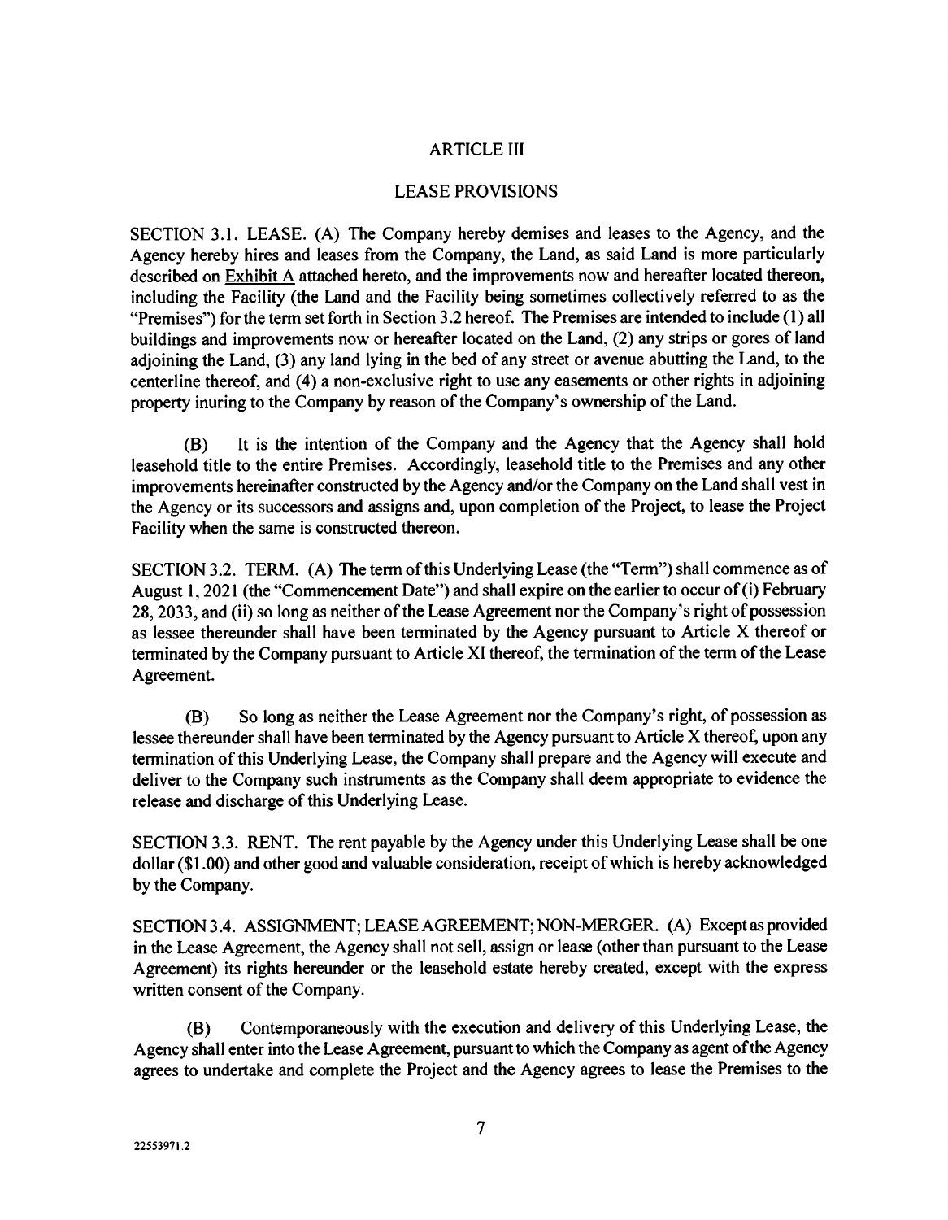## ARTICLE III

## LEASE PROVISIONS

SECTION 3.1. LEASE. (A) The Company hereby demises and leases to the Agency, and the Agency hereby hires and leases from the Company, the Land, as said Land is more particularly described on Exhibit A attached hereto, and the improvements now and hereafter located thereon, including the Facility (the Land and the Facility being sometimes collectively referred to as the "Premises") for the term set forth in Section 3.2 hereof. The Premises are intended to include (1) all buildings and improvements now or hereafter located on the Land, (2) any strips or gores of land adjoining the Land, (3) any land lying in the bed of any street or avenue abutting the Land, to the centerline thereof, and (4) a non-exclusive right to use any easements or other rights in adjoining property inuring to the Company by reason of the Company's ownership of the Land.

(B) It is the intention of the Company and the Agency that the Agency shall hold leasehold title to the entire Premises. Accordingly, leasehold title to the Premises and any other improvements hereinafter constructed by the Agency and/or the Company on the Land shall vest in the Agency or its successors and assigns and, upon completion of the Project, to lease the Project Facility when the same is constructed thereon.

SECTION 3.2. TERM. (A) The term of this Underlying Lease (the "Term") shall commence as of August 1, 2021 (the "Commencement Date") and shall expire on the earlier to occur of (i) February 28, 2033, and (ii) so long as neither of the Lease Agreement nor the Company's right of possession as lessee thereunder shall have been terminated by the Agency pursuant to Article X thereof or terminated by the Company pursuant to Article XI thereof, the termination of the term of the Lease Agreement.

(B) So long as neither the Lease Agreement nor the Company's right, of possession as lessee thereunder shall have been terminated by the Agency pursuant to Article X thereof, upon any termination of this Underlying Lease, the Company shall prepare and the Agency will execute and deliver to the Company such instruments as the Company shall deem appropriate to evidence the release and discharge of this Underlying Lease.

SECTION 3.3. RENT. The rent payable by the Agency under this Underlying Lease shall be one dollar ($1.00) and other good and valuable consideration, receipt of which is hereby acknowledged by the Company.

SECTION 3.4. ASSIGNMENT; LEASE AGREEMENT; NON-MERGER. (A) Except as provided in the Lease Agreement, the Agency shall not sell, assign or lease (other than pursuant to the Lease Agreement) its rights hereunder or the leasehold estate hereby created, except with the express written consent of the Company.

(B) Contemporaneously with the execution and delivery of this Underlying Lease, the Agency shall enter into the Lease Agreement, pursuant to which the Company as agent of the Agency agrees to undertake and complete the Project and the Agency agrees to lease the Premises to the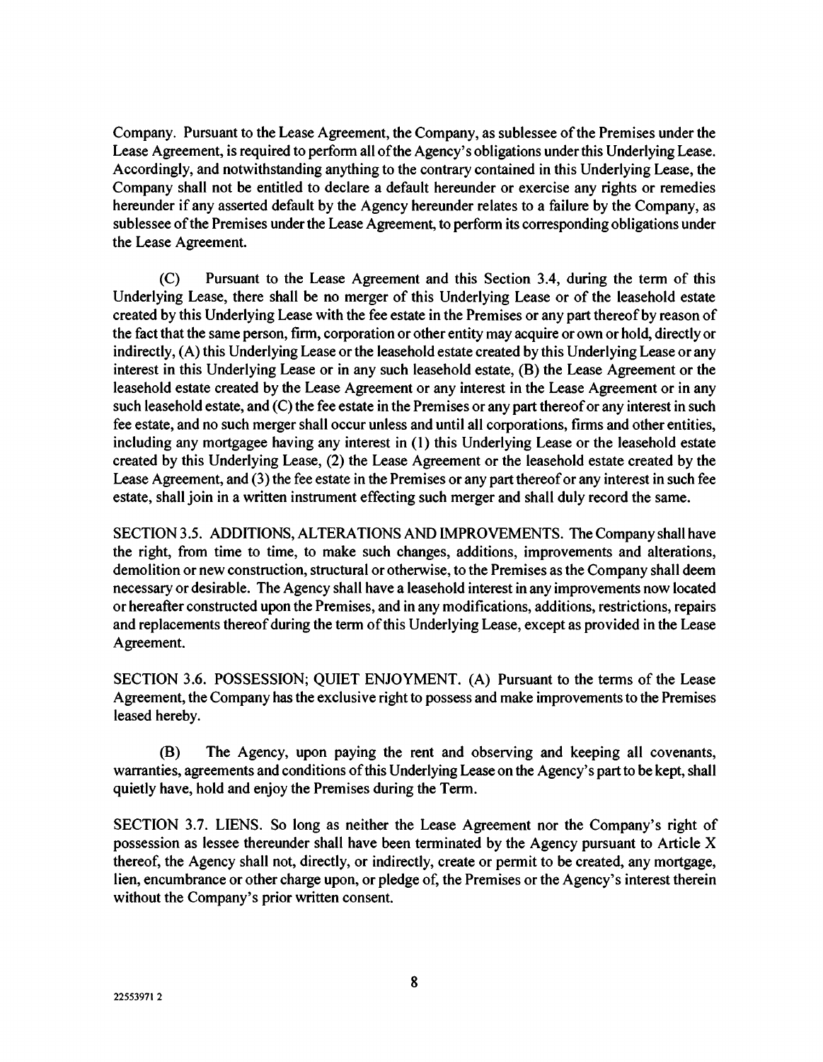Company. Pursuant to the Lease Agreement, the Company, as sublessee of the Premises under the Lease Agreement, is required to perform all of the Agency's obligations under this Underlying Lease. Accordingly, and notwithstanding anything to the contrary contained in this Underlying Lease, the Company shall not be entitled to declare a default hereunder or exercise any rights or remedies hereunder if any asserted default by the Agency hereunder relates to a failure by the Company, as sublessee of the Premises under the Lease Agreement, to perform its corresponding obligations under the Lease Agreement.

(C) Pursuant to the Lease Agreement and this Section 3.4, during the term of this Underlying Lease, there shall be no merger of this Underlying Lease or of the leasehold estate created by this Underlying Lease with the fee estate in the Premises or any part thereof by reason of the fact that the same person, firm, corporation or other entity may acquire or own or hold, directly or indirectly, (A) this Underlying Lease or the leasehold estate created by this Underlying Lease or any interest in this Underlying Lease or in any such leasehold estate, (B) the Lease Agreement or the leasehold estate created by the Lease Agreement or any interest in the Lease Agreement or in any such leasehold estate, and (C) the fee estate in the Premises or any part thereof or any interest in such fee estate, and no such merger shall occur unless and until all corporations, firms and other entities, including any mortgagee having any interest in (1) this Underlying Lease or the leasehold estate created by this Underlying Lease, (2) the Lease Agreement or the leasehold estate created by the Lease Agreement, and (3) the fee estate in the Premises or any part thereof or any interest in such fee estate, shall join in a written instrument effecting such merger and shall duly record the same.

SECTION 3.5. ADDITIONS, ALTERATIONS AND IMPROVEMENTS. The Company shall have the right, from time to time, to make such changes, additions, improvements and alterations, demolition or new construction, structural or otherwise, to the Premises as the Company shall deem necessary or desirable. The Agency shall have a leasehold interest in any improvements now located or hereafter constructed upon the Premises, and in any modifications, additions, restrictions, repairs and replacements thereof during the term of this Underlying Lease, except as provided in the Lease Agreement.

SECTION 3.6. POSSESSION; QUIET ENJOYMENT. (A) Pursuant to the terms of the Lease Agreement, the Company has the exclusive right to possess and make improvements to the Premises leased hereby.

(B) The Agency, upon paying the rent and observing and keeping all covenants, warranties, agreements and conditions of this Underlying Lease on the Agency's part to be kept, shall quietly have, hold and enjoy the Premises during the Term.

SECTION 3.7. LIENS. So long as neither the Lease Agreement nor the Company's right of possession as lessee thereunder shall have been terminated by the Agency pursuant to Article X thereof, the Agency shall not, directly, or indirectly, create or permit to be created, any mortgage, lien, encumbrance or other charge upon, or pledge of, the Premises or the Agency's interest therein without the Company's prior written consent.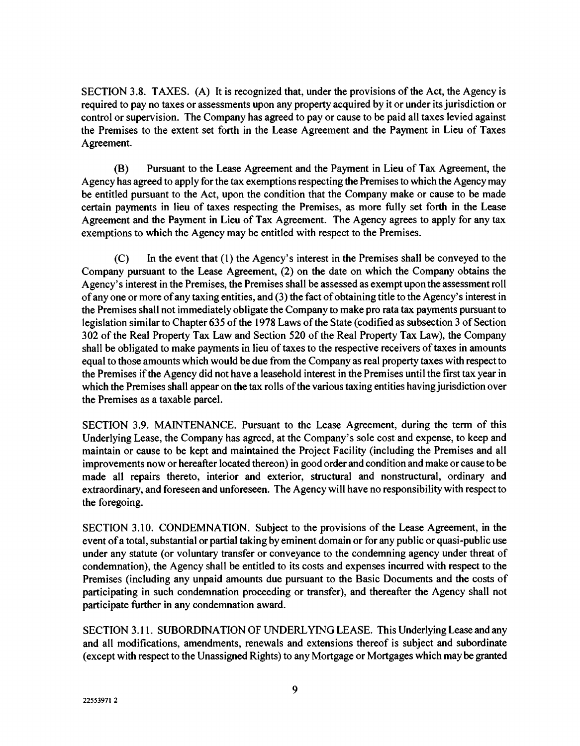SECTION 3.8. TAXES. (A) It is recognized that, under the provisions of the Act, the Agency is required to pay no taxes or assessments upon any property acquired by it or under its jurisdiction or control or supervision. The Company has agreed to pay or cause to be paid all taxes levied against the Premises to the extent set forth in the Lease Agreement and the Payment in Lieu of Taxes Agreement.

(B) Pursuant to the Lease Agreement and the Payment in Lieu of Tax Agreement, the Agency has agreed to apply for the tax exemptions respecting the Premises to which the Agency may be entitled pursuant to the Act, upon the condition that the Company make or cause to be made certain payments in lieu of taxes respecting the Premises, as more fully set forth in the Lease Agreement and the Payment in Lieu of Tax Agreement. The Agency agrees to apply for any tax exemptions to which the Agency may be entitled with respect to the Premises.

(C) In the event that (1) the Agency's interest in the Premises shall be conveyed to the Company pursuant to the Lease Agreement, (2) on the date on which the Company obtains the Agency's interest in the Premises, the Premises shall be assessed as exempt upon the assessment roll of any one or more of any taxing entities, and (3) the fact of obtaining title to the Agency's interest in the Premises shall not immediately obligate the Company to make pro rata tax payments pursuant to legislation similar to Chapter 635 of the 1978 Laws of the State (codified as subsection 3 of Section 302 of the Real Property Tax Law and Section 520 of the Real Property Tax Law), the Company shall be obligated to make payments in lieu of taxes to the respective receivers of taxes in amounts equal to those amounts which would be due from the Company as real property taxes with respect to the Premises if the Agency did not have a leasehold interest in the Premises until the first tax year in which the Premises shall appear on the tax rolls of the various taxing entities having jurisdiction over the Premises as a taxable parcel.

SECTION 3.9. MAINTENANCE. Pursuant to the Lease Agreement, during the term of this Underlying Lease, the Company has agreed, at the Company's sole cost and expense, to keep and maintain or cause to be kept and maintained the Project Facility (including the Premises and all improvements now or hereafter located thereon) in good order and condition and make or cause to be made all repairs thereto, interior and exterior, structural and nonstructural, ordinary and extraordinary, and foreseen and unforeseen. The Agency will have no responsibility with respect to the foregoing.

SECTION 3.10. CONDEMNATION. Subject to the provisions of the Lease Agreement, in the event of a total, substantial or partial taking by eminent domain or for any public or quasi-public use under any statute (or voluntary transfer or conveyance to the condemning agency under threat of condemnation), the Agency shall be entitled to its costs and expenses incurred with respect to the Premises (including any unpaid amounts due pursuant to the Basic Documents and the costs of participating in such condemnation proceeding or transfer), and thereafter the Agency shall not participate further in any condemnation award.

SECTION 3.11. SUBORDINATION OF UNDERLYING LEASE. This Underlying Lease and any and all modifications, amendments, renewals and extensions thereof is subject and subordinate (except with respect to the Unassigned Rights) to any Mortgage or Mortgages which may be granted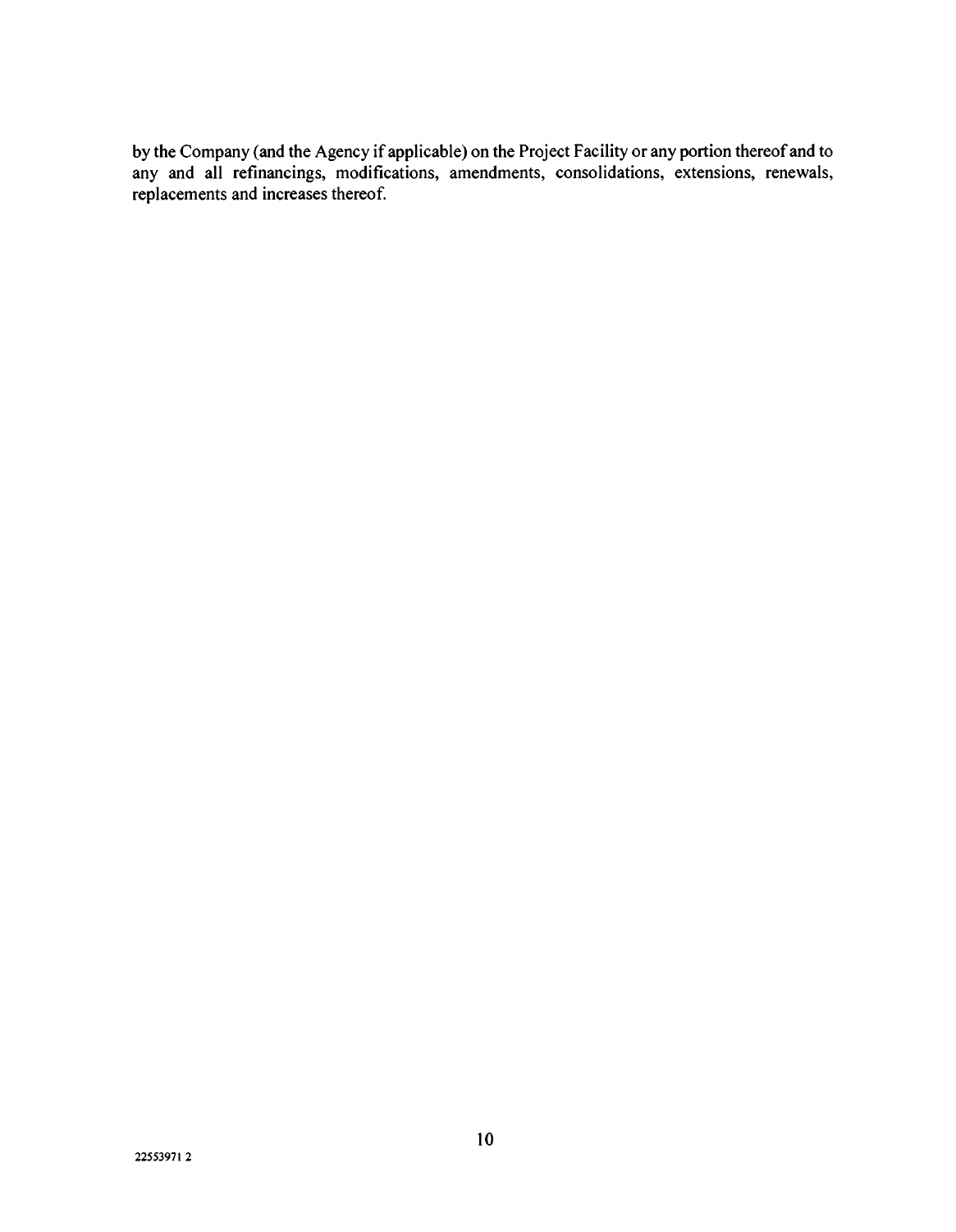by the Company (and the Agency if applicable) on the Project Facility or any portion thereof and to any and all refinancings, modifications, amendments, consolidations, extensions, renewals, replacements and increases thereof.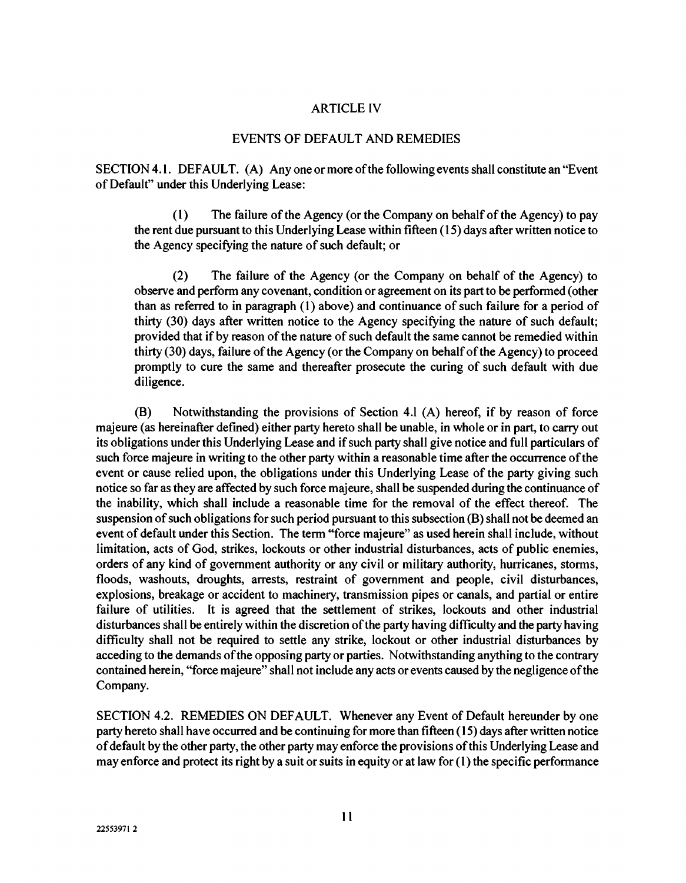## ARTICLE IV

## EVENTS OF DEFAULT AND REMEDIES

SECTION 4.1. DEFAULT. (A) Any one or more of the following events shall constitute an "Event of Default" under this Underlying Lease:

(1) The failure of the Agency (or the Company on behalf of the Agency) to pay the rent due pursuant to this Underlying Lease within fifteen (15) days after written notice to the Agency specifying the nature of such default; or

(2) The failure of the Agency (or the Company on behalf of the Agency) to observe and perform any covenant, condition or agreement on its part to be performed (other than as referred to in paragraph (1) above) and continuance of such failure for a period of thirty (30) days after written notice to the Agency specifying the nature of such default; provided that if by reason of the nature of such default the same cannot be remedied within thirty (30) days, failure of the Agency (or the Company on behalf of the Agency) to proceed promptly to cure the same and thereafter prosecute the curing of such default with due diligence.

(B) Notwithstanding the provisions of Section 4.1 (A) hereof, if by reason of force majeure (as hereinafter defined) either party hereto shall be unable, in whole or in part, to carry out its obligations under this Underlying Lease and if such party shall give notice and full particulars of such force majeure in writing to the other party within a reasonable time after the occurrence of the event or cause relied upon, the obligations under this Underlying Lease of the party giving such notice so far as they are affected by such force majeure, shall be suspended during the continuance of the inability, which shall include a reasonable time for the removal of the effect thereof. The suspension of such obligations for such period pursuant to this subsection (B) shall not be deemed an event of default under this Section. The term "force majeure" as used herein shall include, without limitation, acts of God, strikes, lockouts or other industrial disturbances, acts of public enemies, orders of any kind of government authority or any civil or military authority, hurricanes, storms, floods, washouts, droughts, arrests, restraint of government and people, civil disturbances, explosions, breakage or accident to machinery, transmission pipes or canals, and partial or entire failure of utilities. It is agreed that the settlement of strikes, lockouts and other industrial disturbances shall be entirely within the discretion of the party having difficulty and the party having difficulty shall not be required to settle any strike, lockout or other industrial disturbances by acceding to the demands of the opposing party or parties. Notwithstanding anything to the contrary contained herein, "force majeure" shall not include any acts or events caused by the negligence of the Company.

SECTION 4.2. REMEDIES ON DEFAULT. Whenever any Event of Default hereunder by one party hereto shall have occurred and be continuing for more than fifteen (15) days after written notice of default by the other party, the other party may enforce the provisions of this Underlying Lease and may enforce and protect its right by a suit or suits in equity or at law for (1) the specific performance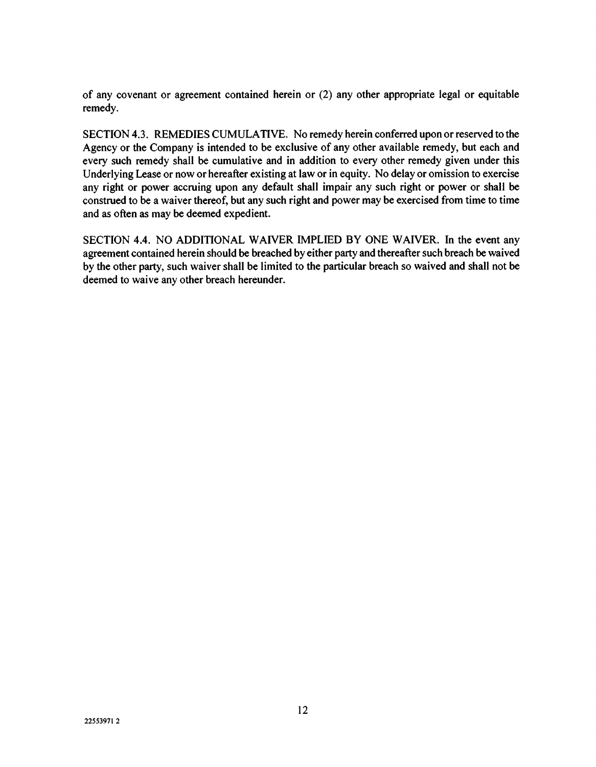of any covenant or agreement contained herein or (2) any other appropriate legal or equitable remedy.

SECTION 4.3. REMEDIES CUMULATIVE. No remedy herein conferred upon or reserved to the Agency or the Company is intended to be exclusive of any other available remedy, but each and every such remedy shall be cumulative and in addition to every other remedy given under this Underlying Lease or now or hereafter existing at law or in equity. No delay or omission to exercise any right or power accruing upon any default shall impair any such right or power or shall be construed to be a waiver thereof, but any such right and power may be exercised from time to time and as often as may be deemed expedient.

SECTION 4.4. NO ADDITIONAL WAIVER IMPLIED BY ONE WAIVER. In the event any agreement contained herein should be breached by either party and thereafter such breach be waived by the other party, such waiver shall be limited to the particular breach so waived and shall not be deemed to waive any other breach hereunder.

22553971 2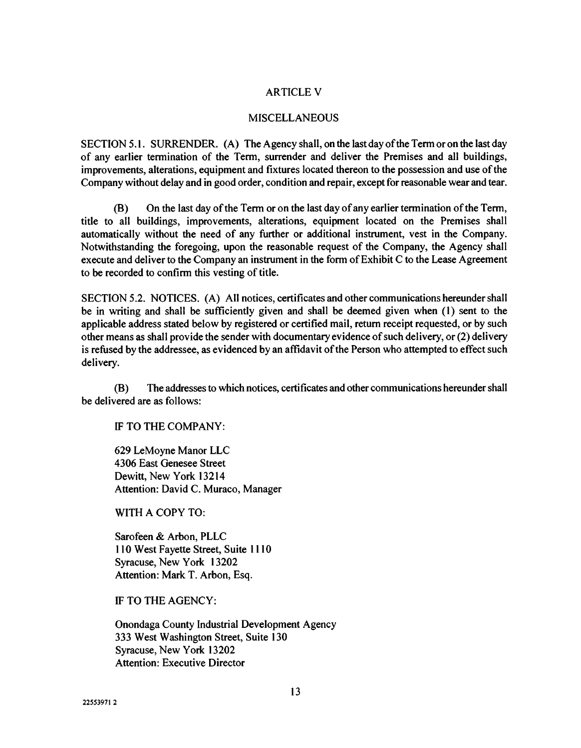## ARTICLE V

## MISCELLANEOUS

SECTION 5.1. SURRENDER. (A) The Agency shall, on the last day of the Term or on the last day of any earlier termination of the Term, surrender and deliver the Premises and all buildings, improvements, alterations, equipment and fixtures located thereon to the possession and use of the Company without delay and in good order, condition and repair, except for reasonable wear and tear.

(B) On the last day of the Term or on the last day of any earlier termination of the Term, title to all buildings, improvements, alterations, equipment located on the Premises shall automatically without the need of any further or additional instrument, vest in the Company. Notwithstanding the foregoing, upon the reasonable request of the Company, the Agency shall execute and deliver to the Company an instrument in the form of Exhibit C to the Lease Agreement to be recorded to confirm this vesting of title.

SECTION 5.2. NOTICES. (A) All notices, certificates and other communications hereunder shall be in writing and shall be sufficiently given and shall be deemed given when (1) sent to the applicable address stated below by registered or certified mail, return receipt requested, or by such other means as shall provide the sender with documentary evidence of such delivery, or (2) delivery is refused by the addressee, as evidenced by an affidavit of the Person who attempted to effect such delivery.

(B) The addresses to which notices, certificates and other communications hereunder shall be delivered are as follows:

IF TO THE COMPANY:

629 LeMoyne Manor LLC
4306 East Genesee Street
Dewitt, New York 13214
Attention: David C. Muraco, Manager

WITH A COPY TO:

Sarofeen & Arbon, PLLC
110 West Fayette Street, Suite 1110
Syracuse, New York 13202
Attention: Mark T. Arbon, Esq.

IF TO THE AGENCY:

Onondaga County Industrial Development Agency
333 West Washington Street, Suite 130
Syracuse, New York 13202
Attention: Executive Director

22553971 2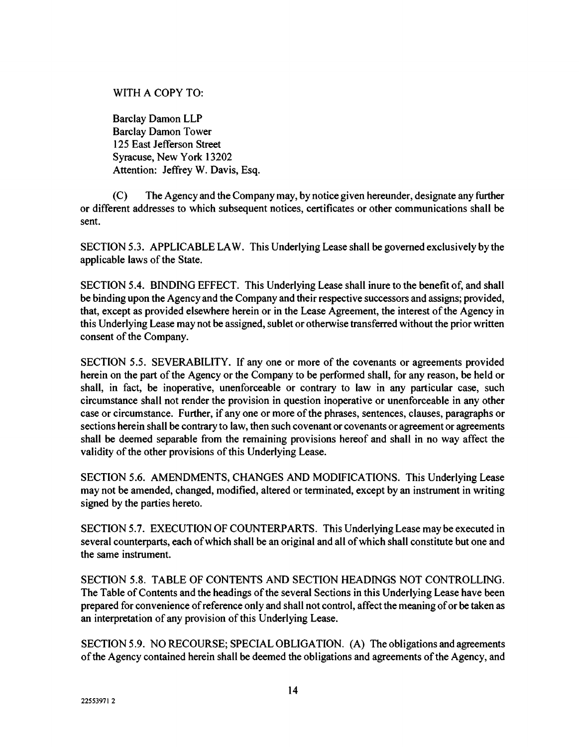WITH A COPY TO:

Barclay Damon LLP
Barclay Damon Tower
125 East Jefferson Street
Syracuse, New York 13202
Attention: Jeffrey W. Davis, Esq.

(C) The Agency and the Company may, by notice given hereunder, designate any further or different addresses to which subsequent notices, certificates or other communications shall be sent.

SECTION 5.3. APPLICABLE LAW. This Underlying Lease shall be governed exclusively by the applicable laws of the State.

SECTION 5.4. BINDING EFFECT. This Underlying Lease shall inure to the benefit of, and shall be binding upon the Agency and the Company and their respective successors and assigns; provided, that, except as provided elsewhere herein or in the Lease Agreement, the interest of the Agency in this Underlying Lease may not be assigned, sublet or otherwise transferred without the prior written consent of the Company.

SECTION 5.5. SEVERABILITY. If any one or more of the covenants or agreements provided herein on the part of the Agency or the Company to be performed shall, for any reason, be held or shall, in fact, be inoperative, unenforceable or contrary to law in any particular case, such circumstance shall not render the provision in question inoperative or unenforceable in any other case or circumstance. Further, if any one or more of the phrases, sentences, clauses, paragraphs or sections herein shall be contrary to law, then such covenant or covenants or agreement or agreements shall be deemed separable from the remaining provisions hereof and shall in no way affect the validity of the other provisions of this Underlying Lease.

SECTION 5.6. AMENDMENTS, CHANGES AND MODIFICATIONS. This Underlying Lease may not be amended, changed, modified, altered or terminated, except by an instrument in writing signed by the parties hereto.

SECTION 5.7. EXECUTION OF COUNTERPARTS. This Underlying Lease may be executed in several counterparts, each of which shall be an original and all of which shall constitute but one and the same instrument.

SECTION 5.8. TABLE OF CONTENTS AND SECTION HEADINGS NOT CONTROLLING. The Table of Contents and the headings of the several Sections in this Underlying Lease have been prepared for convenience of reference only and shall not control, affect the meaning of or be taken as an interpretation of any provision of this Underlying Lease.

SECTION 5.9. NO RECOURSE; SPECIAL OBLIGATION. (A) The obligations and agreements of the Agency contained herein shall be deemed the obligations and agreements of the Agency, and

22553971 2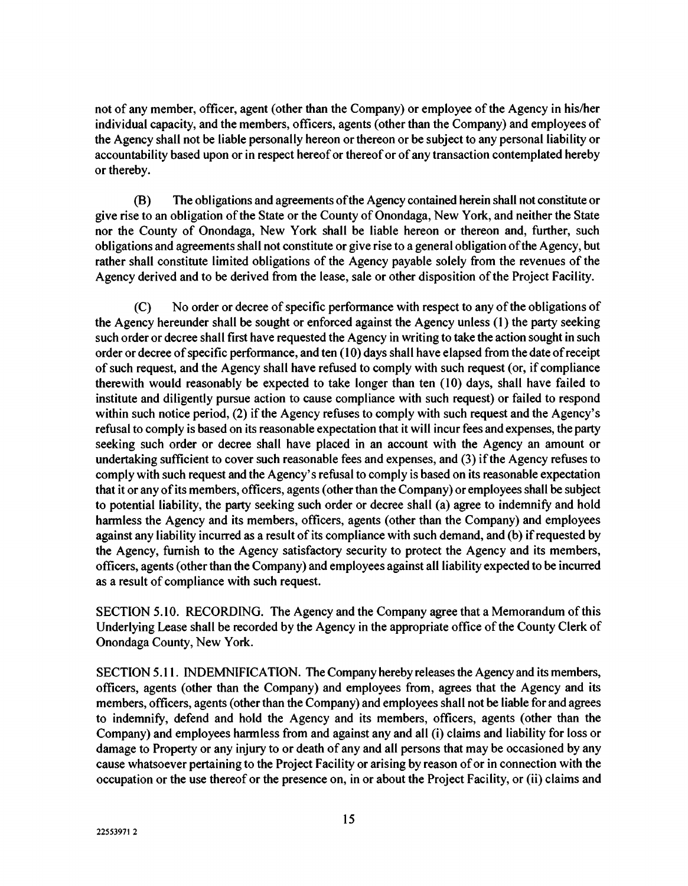not of any member, officer, agent (other than the Company) or employee of the Agency in his/her individual capacity, and the members, officers, agents (other than the Company) and employees of the Agency shall not be liable personally hereon or thereon or be subject to any personal liability or accountability based upon or in respect hereof or thereof or of any transaction contemplated hereby or thereby.

(B) The obligations and agreements of the Agency contained herein shall not constitute or give rise to an obligation of the State or the County of Onondaga, New York, and neither the State nor the County of Onondaga, New York shall be liable hereon or thereon and, further, such obligations and agreements shall not constitute or give rise to a general obligation of the Agency, but rather shall constitute limited obligations of the Agency payable solely from the revenues of the Agency derived and to be derived from the lease, sale or other disposition of the Project Facility.

(C) No order or decree of specific performance with respect to any of the obligations of the Agency hereunder shall be sought or enforced against the Agency unless (1) the party seeking such order or decree shall first have requested the Agency in writing to take the action sought in such order or decree of specific performance, and ten (10) days shall have elapsed from the date of receipt of such request, and the Agency shall have refused to comply with such request (or, if compliance therewith would reasonably be expected to take longer than ten (10) days, shall have failed to institute and diligently pursue action to cause compliance with such request) or failed to respond within such notice period, (2) if the Agency refuses to comply with such request and the Agency's refusal to comply is based on its reasonable expectation that it will incur fees and expenses, the party seeking such order or decree shall have placed in an account with the Agency an amount or undertaking sufficient to cover such reasonable fees and expenses, and (3) if the Agency refuses to comply with such request and the Agency's refusal to comply is based on its reasonable expectation that it or any of its members, officers, agents (other than the Company) or employees shall be subject to potential liability, the party seeking such order or decree shall (a) agree to indemnify and hold harmless the Agency and its members, officers, agents (other than the Company) and employees against any liability incurred as a result of its compliance with such demand, and (b) if requested by the Agency, furnish to the Agency satisfactory security to protect the Agency and its members, officers, agents (other than the Company) and employees against all liability expected to be incurred as a result of compliance with such request.

SECTION 5.10. RECORDING. The Agency and the Company agree that a Memorandum of this Underlying Lease shall be recorded by the Agency in the appropriate office of the County Clerk of Onondaga County, New York.

SECTION 5.11. INDEMNIFICATION. The Company hereby releases the Agency and its members, officers, agents (other than the Company) and employees from, agrees that the Agency and its members, officers, agents (other than the Company) and employees shall not be liable for and agrees to indemnify, defend and hold the Agency and its members, officers, agents (other than the Company) and employees harmless from and against any and all (i) claims and liability for loss or damage to Property or any injury to or death of any and all persons that may be occasioned by any cause whatsoever pertaining to the Project Facility or arising by reason of or in connection with the occupation or the use thereof or the presence on, in or about the Project Facility, or (ii) claims and

22553971 2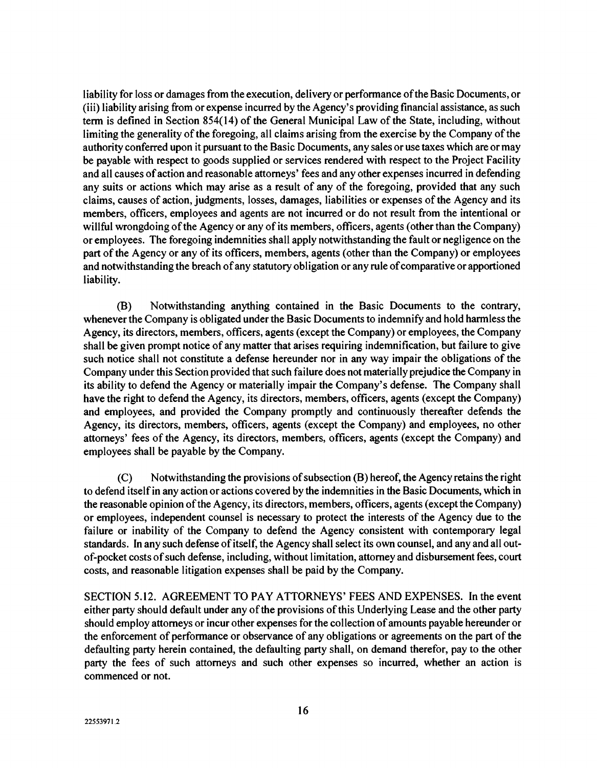liability for loss or damages from the execution, delivery or performance of the Basic Documents, or (iii) liability arising from or expense incurred by the Agency's providing financial assistance, as such term is defined in Section 854(14) of the General Municipal Law of the State, including, without limiting the generality of the foregoing, all claims arising from the exercise by the Company of the authority conferred upon it pursuant to the Basic Documents, any sales or use taxes which are or may be payable with respect to goods supplied or services rendered with respect to the Project Facility and all causes of action and reasonable attorneys' fees and any other expenses incurred in defending any suits or actions which may arise as a result of any of the foregoing, provided that any such claims, causes of action, judgments, losses, damages, liabilities or expenses of the Agency and its members, officers, employees and agents are not incurred or do not result from the intentional or willful wrongdoing of the Agency or any of its members, officers, agents (other than the Company) or employees. The foregoing indemnities shall apply notwithstanding the fault or negligence on the part of the Agency or any of its officers, members, agents (other than the Company) or employees and notwithstanding the breach of any statutory obligation or any rule of comparative or apportioned liability.

(B) Notwithstanding anything contained in the Basic Documents to the contrary, whenever the Company is obligated under the Basic Documents to indemnify and hold harmless the Agency, its directors, members, officers, agents (except the Company) or employees, the Company shall be given prompt notice of any matter that arises requiring indemnification, but failure to give such notice shall not constitute a defense hereunder nor in any way impair the obligations of the Company under this Section provided that such failure does not materially prejudice the Company in its ability to defend the Agency or materially impair the Company's defense. The Company shall have the right to defend the Agency, its directors, members, officers, agents (except the Company) and employees, and provided the Company promptly and continuously thereafter defends the Agency, its directors, members, officers, agents (except the Company) and employees, no other attorneys' fees of the Agency, its directors, members, officers, agents (except the Company) and employees shall be payable by the Company.

(C) Notwithstanding the provisions of subsection (B) hereof, the Agency retains the right to defend itself in any action or actions covered by the indemnities in the Basic Documents, which in the reasonable opinion of the Agency, its directors, members, officers, agents (except the Company) or employees, independent counsel is necessary to protect the interests of the Agency due to the failure or inability of the Company to defend the Agency consistent with contemporary legal standards. In any such defense of itself, the Agency shall select its own counsel, and any and all out-of-pocket costs of such defense, including, without limitation, attorney and disbursement fees, court costs, and reasonable litigation expenses shall be paid by the Company.

SECTION 5.12. AGREEMENT TO PAY ATTORNEYS' FEES AND EXPENSES. In the event either party should default under any of the provisions of this Underlying Lease and the other party should employ attorneys or incur other expenses for the collection of amounts payable hereunder or the enforcement of performance or observance of any obligations or agreements on the part of the defaulting party herein contained, the defaulting party shall, on demand therefor, pay to the other party the fees of such attorneys and such other expenses so incurred, whether an action is commenced or not.

22553971.2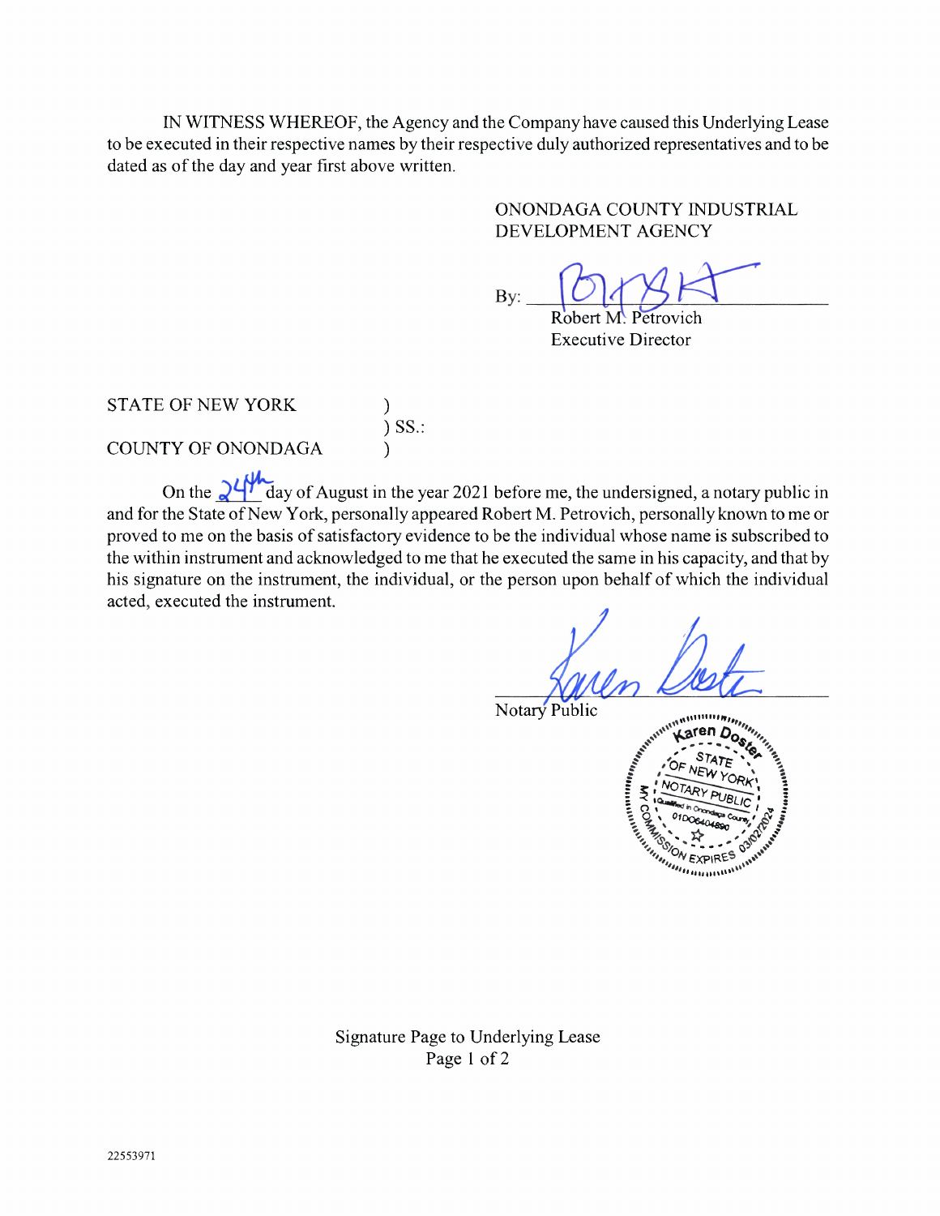IN WITNESS WHEREOF, the Agency and the Company have caused this Underlying Lease to be executed in their respective names by their respective duly authorized representatives and to be dated as of the day and year first above written.

ONONDAGA COUNTY INDUSTRIAL DEVELOPMENT AGENCY

By: \_\_\_\_\_\_\_\_\_\_\_\_\_\_\_\_\_\_\_\_\_\_\_\_
Robert M. Petrovich
Executive Director

STATE OF NEW YORK )
) SS.:
COUNTY OF ONONDAGA )

On the 24th day of August in the year 2021 before me, the undersigned, a notary public in and for the State of New York, personally appeared Robert M. Petrovich, personally known to me or proved to me on the basis of satisfactory evidence to be the individual whose name is subscribed to the within instrument and acknowledged to me that he executed the same in his capacity, and that by his signature on the instrument, the individual, or the person upon behalf of which the individual acted, executed the instrument.

\_\_\_\_\_\_\_\_\_\_\_\_\_\_\_\_\_\_\_\_\_\_\_\_
Notary Public

Karen Doster
STATE OF NEW YORK
NOTARY PUBLIC
Qualified in Onondaga County
01DO6404890
MY COMMISSION EXPIRES 03/02/2024

Signature Page to Underlying Lease
Page 1 of 2

22553971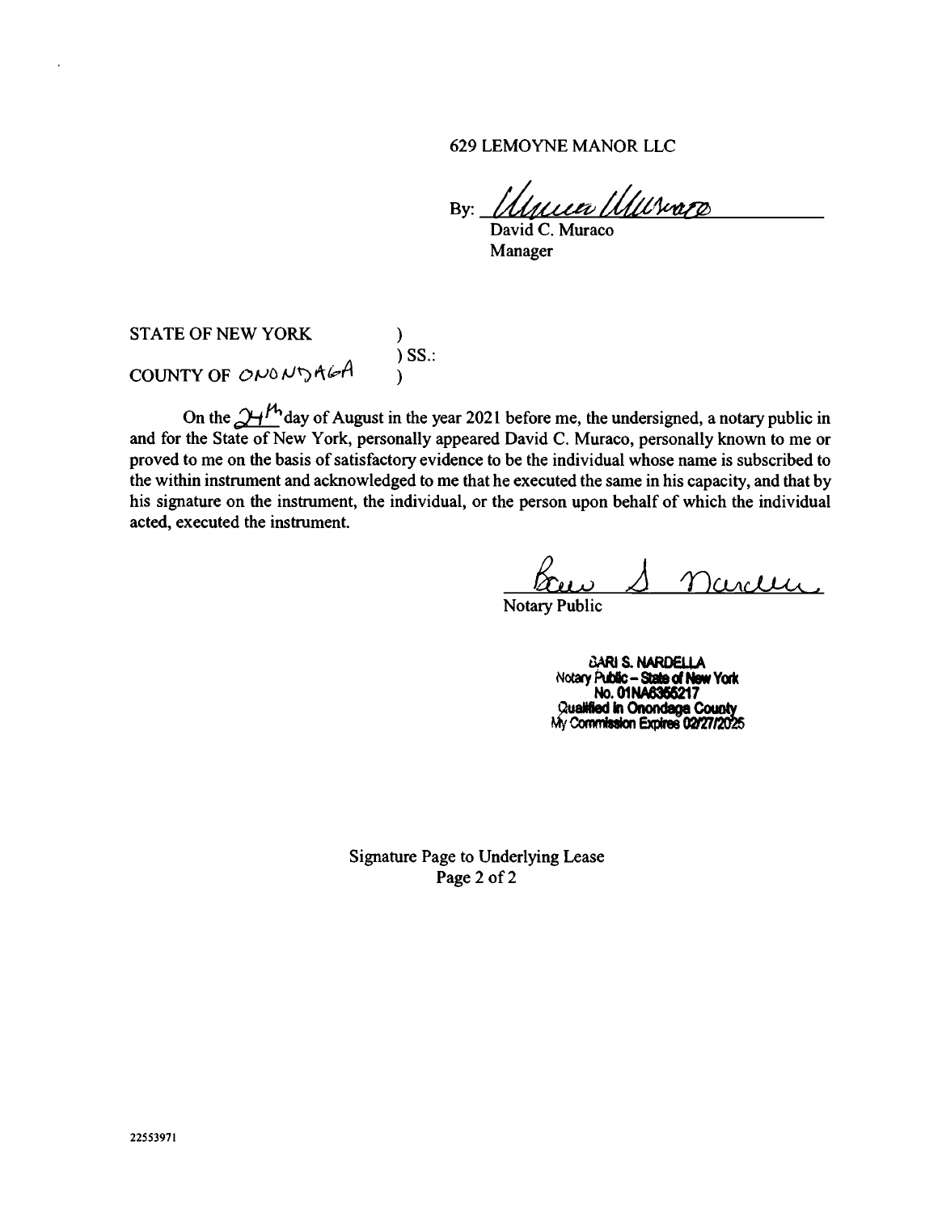629 LEMOYNE MANOR LLC

By: _______________________
David C. Muraco
Manager

STATE OF NEW YORK )
) SS.:
COUNTY OF ONONDAGA )

On the 24th day of August in the year 2021 before me, the undersigned, a notary public in and for the State of New York, personally appeared David C. Muraco, personally known to me or proved to me on the basis of satisfactory evidence to be the individual whose name is subscribed to the within instrument and acknowledged to me that he executed the same in his capacity, and that by his signature on the instrument, the individual, or the person upon behalf of which the individual acted, executed the instrument.

_______________________
Notary Public

BARI S. NARDELLA
Notary Public – State of New York
No. 01NA6365217
Qualified in Onondaga County
My Commission Expires 02/27/2025

Signature Page to Underlying Lease
Page 2 of 2

22553971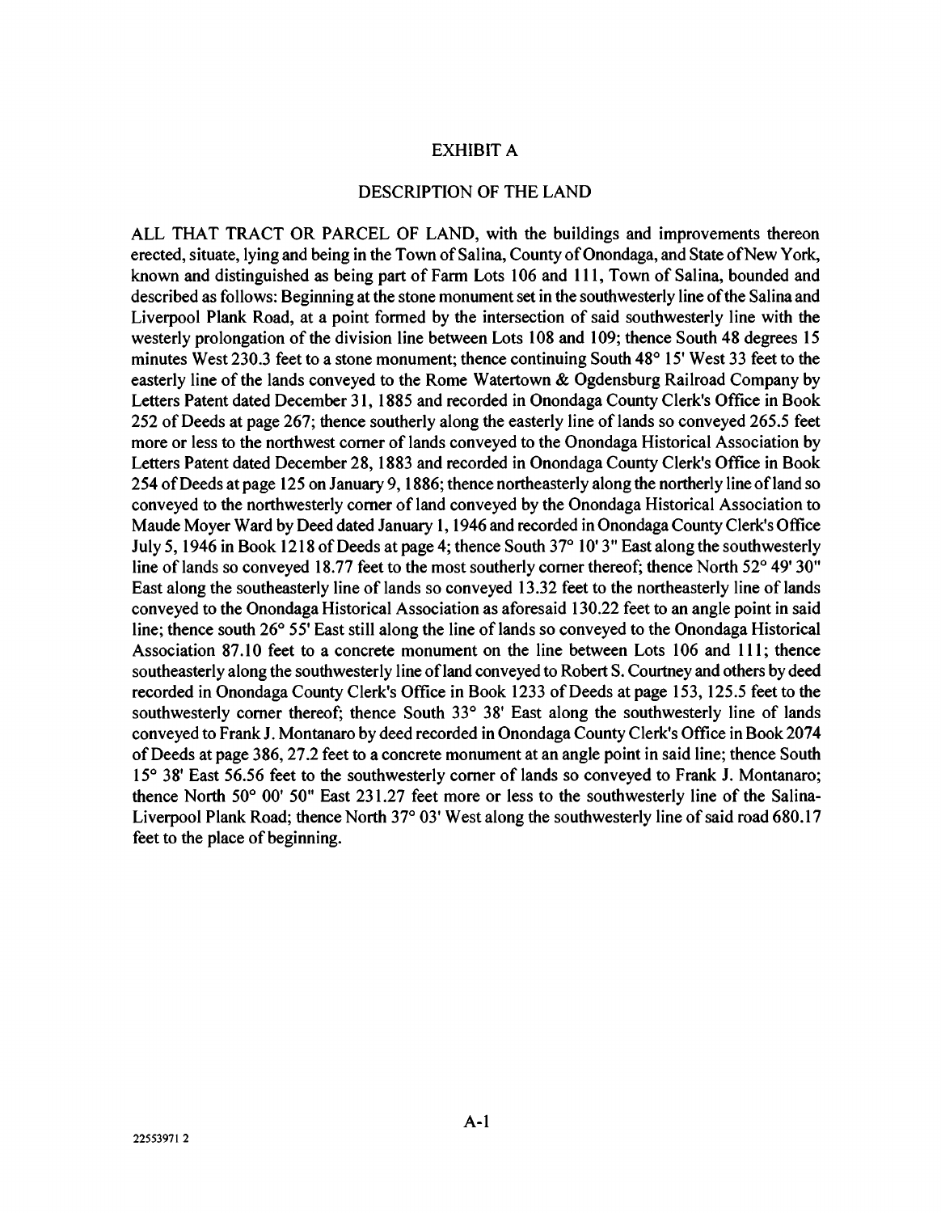# EXHIBIT A

## DESCRIPTION OF THE LAND

ALL THAT TRACT OR PARCEL OF LAND, with the buildings and improvements thereon erected, situate, lying and being in the Town of Salina, County of Onondaga, and State of New York, known and distinguished as being part of Farm Lots 106 and 111, Town of Salina, bounded and described as follows: Beginning at the stone monument set in the southwesterly line of the Salina and Liverpool Plank Road, at a point formed by the intersection of said southwesterly line with the westerly prolongation of the division line between Lots 108 and 109; thence South 48 degrees 15 minutes West 230.3 feet to a stone monument; thence continuing South 48° 15' West 33 feet to the easterly line of the lands conveyed to the Rome Watertown & Ogdensburg Railroad Company by Letters Patent dated December 31, 1885 and recorded in Onondaga County Clerk's Office in Book 252 of Deeds at page 267; thence southerly along the easterly line of lands so conveyed 265.5 feet more or less to the northwest corner of lands conveyed to the Onondaga Historical Association by Letters Patent dated December 28, 1883 and recorded in Onondaga County Clerk's Office in Book 254 of Deeds at page 125 on January 9, 1886; thence northeasterly along the northerly line of land so conveyed to the northwesterly corner of land conveyed by the Onondaga Historical Association to Maude Moyer Ward by Deed dated January 1, 1946 and recorded in Onondaga County Clerk's Office July 5, 1946 in Book 1218 of Deeds at page 4; thence South 37° 10' 3" East along the southwesterly line of lands so conveyed 18.77 feet to the most southerly corner thereof; thence North 52° 49' 30" East along the southeasterly line of lands so conveyed 13.32 feet to the northeasterly line of lands conveyed to the Onondaga Historical Association as aforesaid 130.22 feet to an angle point in said line; thence south 26° 55' East still along the line of lands so conveyed to the Onondaga Historical Association 87.10 feet to a concrete monument on the line between Lots 106 and 111; thence southeasterly along the southwesterly line of land conveyed to Robert S. Courtney and others by deed recorded in Onondaga County Clerk's Office in Book 1233 of Deeds at page 153, 125.5 feet to the southwesterly corner thereof; thence South 33° 38' East along the southwesterly line of lands conveyed to Frank J. Montanaro by deed recorded in Onondaga County Clerk's Office in Book 2074 of Deeds at page 386, 27.2 feet to a concrete monument at an angle point in said line; thence South 15° 38' East 56.56 feet to the southwesterly corner of lands so conveyed to Frank J. Montanaro; thence North 50° 00' 50" East 231.27 feet more or less to the southwesterly line of the Salina-Liverpool Plank Road; thence North 37° 03' West along the southwesterly line of said road 680.17 feet to the place of beginning.

A-1

22553971 2